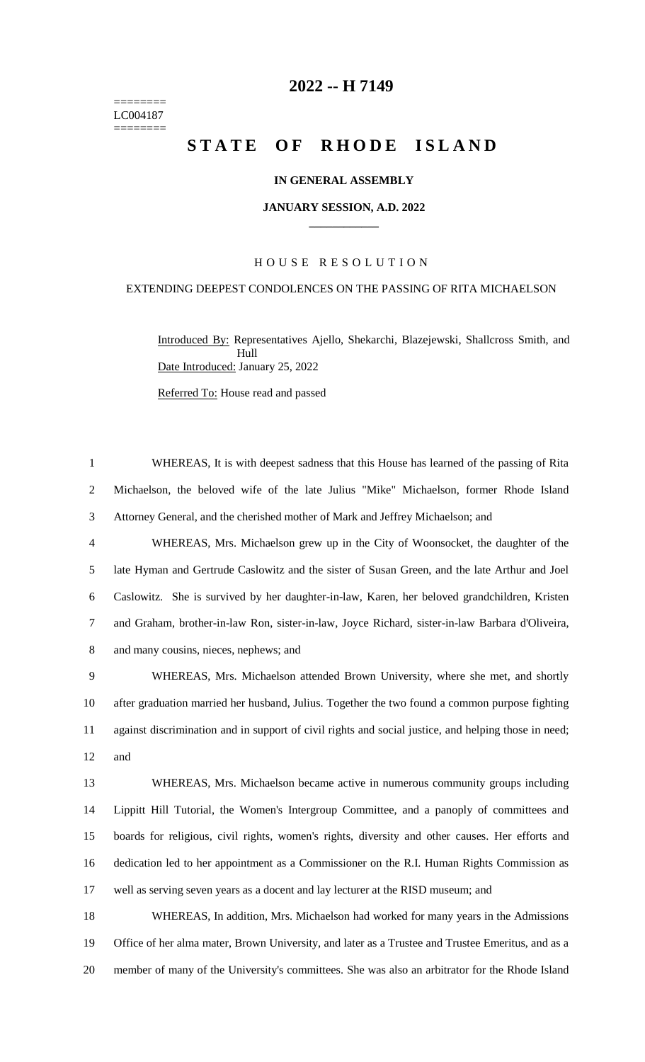# 2022 -- H 7149

========
LC004187
========

# STATE OF RHODE ISLAND

**IN GENERAL ASSEMBLY**

**JANUARY SESSION, A.D. 2022**

\_\_\_\_\_\_\_\_\_\_\_\_

HOUSE RESOLUTION

EXTENDING DEEPEST CONDOLENCES ON THE PASSING OF RITA MICHAELSON

Introduced By: Representatives Ajello, Shekarchi, Blazejewski, Shallcross Smith, and Hull

Date Introduced: January 25, 2022

Referred To: House read and passed

1 WHEREAS, It is with deepest sadness that this House has learned of the passing of Rita
2 Michaelson, the beloved wife of the late Julius "Mike" Michaelson, former Rhode Island
3 Attorney General, and the cherished mother of Mark and Jeffrey Michaelson; and

4 WHEREAS, Mrs. Michaelson grew up in the City of Woonsocket, the daughter of the
5 late Hyman and Gertrude Caslowitz and the sister of Susan Green, and the late Arthur and Joel
6 Caslowitz. She is survived by her daughter-in-law, Karen, her beloved grandchildren, Kristen
7 and Graham, brother-in-law Ron, sister-in-law, Joyce Richard, sister-in-law Barbara d'Oliveira,
8 and many cousins, nieces, nephews; and

9 WHEREAS, Mrs. Michaelson attended Brown University, where she met, and shortly
10 after graduation married her husband, Julius. Together the two found a common purpose fighting
11 against discrimination and in support of civil rights and social justice, and helping those in need;
12 and

13 WHEREAS, Mrs. Michaelson became active in numerous community groups including
14 Lippitt Hill Tutorial, the Women's Intergroup Committee, and a panoply of committees and
15 boards for religious, civil rights, women's rights, diversity and other causes. Her efforts and
16 dedication led to her appointment as a Commissioner on the R.I. Human Rights Commission as
17 well as serving seven years as a docent and lay lecturer at the RISD museum; and

18 WHEREAS, In addition, Mrs. Michaelson had worked for many years in the Admissions
19 Office of her alma mater, Brown University, and later as a Trustee and Trustee Emeritus, and as a
20 member of many of the University's committees. She was also an arbitrator for the Rhode Island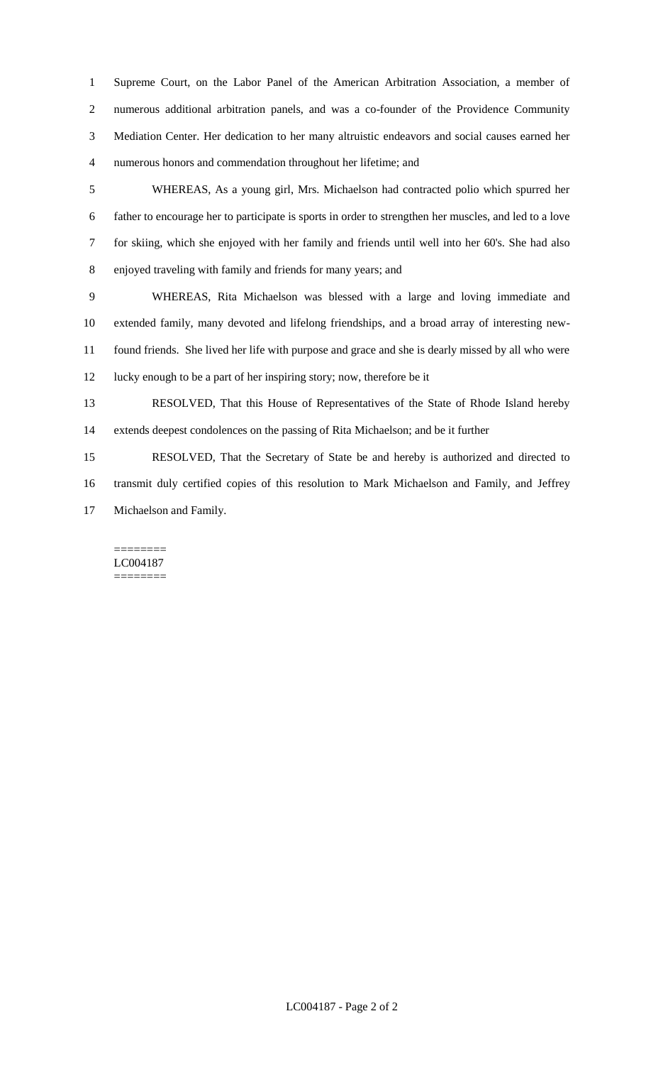Supreme Court, on the Labor Panel of the American Arbitration Association, a member of numerous additional arbitration panels, and was a co-founder of the Providence Community Mediation Center. Her dedication to her many altruistic endeavors and social causes earned her numerous honors and commendation throughout her lifetime; and

WHEREAS, As a young girl, Mrs. Michaelson had contracted polio which spurred her father to encourage her to participate is sports in order to strengthen her muscles, and led to a love for skiing, which she enjoyed with her family and friends until well into her 60's. She had also enjoyed traveling with family and friends for many years; and

WHEREAS, Rita Michaelson was blessed with a large and loving immediate and extended family, many devoted and lifelong friendships, and a broad array of interesting new-found friends. She lived her life with purpose and grace and she is dearly missed by all who were lucky enough to be a part of her inspiring story; now, therefore be it

RESOLVED, That this House of Representatives of the State of Rhode Island hereby extends deepest condolences on the passing of Rita Michaelson; and be it further

RESOLVED, That the Secretary of State be and hereby is authorized and directed to transmit duly certified copies of this resolution to Mark Michaelson and Family, and Jeffrey Michaelson and Family.

========
LC004187
========